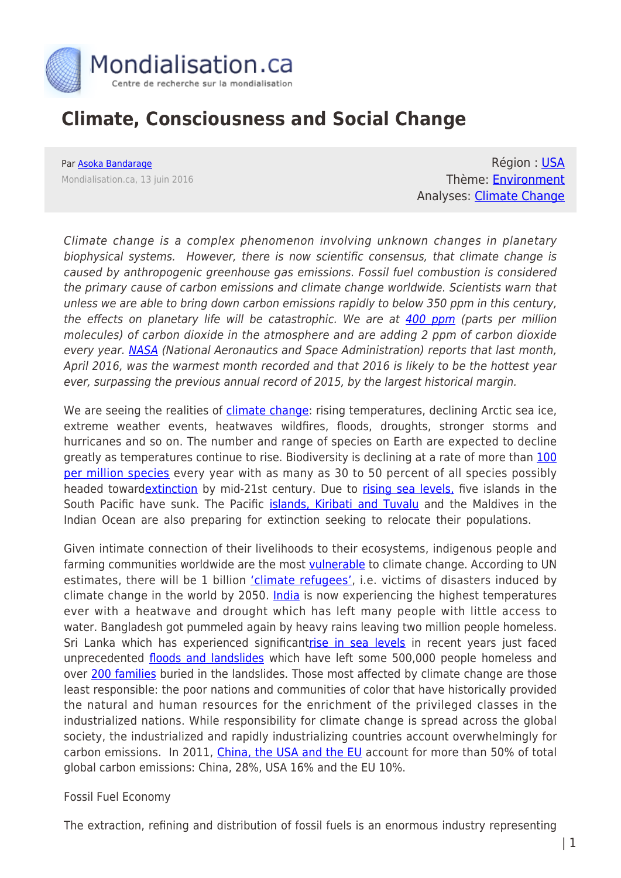# Climate, Consciousness and Social Change

Par Asoka Bandarage

Mondialisation.ca, 13 juin 2016

Région : USA
Thème: Environment
Analyses: Climate Change

*Climate change is a complex phenomenon involving unknown changes in planetary biophysical systems. However, there is now scientific consensus, that climate change is caused by anthropogenic greenhouse gas emissions. Fossil fuel combustion is considered the primary cause of carbon emissions and climate change worldwide. Scientists warn that unless we are able to bring down carbon emissions rapidly to below 350 ppm in this century, the effects on planetary life will be catastrophic. We are at 400 ppm (parts per million molecules) of carbon dioxide in the atmosphere and are adding 2 ppm of carbon dioxide every year. NASA (National Aeronautics and Space Administration) reports that last month, April 2016, was the warmest month recorded and that 2016 is likely to be the hottest year ever, surpassing the previous annual record of 2015, by the largest historical margin.*

We are seeing the realities of climate change: rising temperatures, declining Arctic sea ice, extreme weather events, heatwaves wildfires, floods, droughts, stronger storms and hurricanes and so on. The number and range of species on Earth are expected to decline greatly as temperatures continue to rise. Biodiversity is declining at a rate of more than 100 per million species every year with as many as 30 to 50 percent of all species possibly headed towardextinction by mid-21st century. Due to rising sea levels, five islands in the South Pacific have sunk. The Pacific islands, Kiribati and Tuvalu and the Maldives in the Indian Ocean are also preparing for extinction seeking to relocate their populations.

Given intimate connection of their livelihoods to their ecosystems, indigenous people and farming communities worldwide are the most vulnerable to climate change. According to UN estimates, there will be 1 billion 'climate refugees', i.e. victims of disasters induced by climate change in the world by 2050. India is now experiencing the highest temperatures ever with a heatwave and drought which has left many people with little access to water. Bangladesh got pummeled again by heavy rains leaving two million people homeless. Sri Lanka which has experienced significantrise in sea levels in recent years just faced unprecedented floods and landslides which have left some 500,000 people homeless and over 200 families buried in the landslides. Those most affected by climate change are those least responsible: the poor nations and communities of color that have historically provided the natural and human resources for the enrichment of the privileged classes in the industrialized nations. While responsibility for climate change is spread across the global society, the industrialized and rapidly industrializing countries account overwhelmingly for carbon emissions. In 2011, China, the USA and the EU account for more than 50% of total global carbon emissions: China, 28%, USA 16% and the EU 10%.

Fossil Fuel Economy

The extraction, refining and distribution of fossil fuels is an enormous industry representing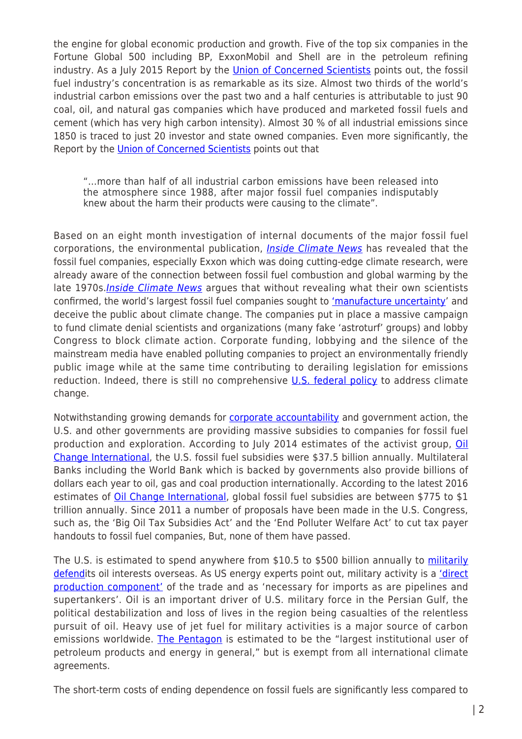the engine for global economic production and growth. Five of the top six companies in the Fortune Global 500 including BP, ExxonMobil and Shell are in the petroleum refining industry. As a July 2015 Report by the Union of Concerned Scientists points out, the fossil fuel industry's concentration is as remarkable as its size. Almost two thirds of the world's industrial carbon emissions over the past two and a half centuries is attributable to just 90 coal, oil, and natural gas companies which have produced and marketed fossil fuels and cement (which has very high carbon intensity). Almost 30 % of all industrial emissions since 1850 is traced to just 20 investor and state owned companies. Even more significantly, the Report by the Union of Concerned Scientists points out that

> "…more than half of all industrial carbon emissions have been released into the atmosphere since 1988, after major fossil fuel companies indisputably knew about the harm their products were causing to the climate".

Based on an eight month investigation of internal documents of the major fossil fuel corporations, the environmental publication, *Inside Climate News* has revealed that the fossil fuel companies, especially Exxon which was doing cutting-edge climate research, were already aware of the connection between fossil fuel combustion and global warming by the late 1970s.*Inside Climate News* argues that without revealing what their own scientists confirmed, the world's largest fossil fuel companies sought to 'manufacture uncertainty' and deceive the public about climate change. The companies put in place a massive campaign to fund climate denial scientists and organizations (many fake 'astroturf' groups) and lobby Congress to block climate action. Corporate funding, lobbying and the silence of the mainstream media have enabled polluting companies to project an environmentally friendly public image while at the same time contributing to derailing legislation for emissions reduction. Indeed, there is still no comprehensive U.S. federal policy to address climate change.

Notwithstanding growing demands for corporate accountability and government action, the U.S. and other governments are providing massive subsidies to companies for fossil fuel production and exploration. According to July 2014 estimates of the activist group, Oil Change International, the U.S. fossil fuel subsidies were $37.5 billion annually. Multilateral Banks including the World Bank which is backed by governments also provide billions of dollars each year to oil, gas and coal production internationally. According to the latest 2016 estimates of Oil Change International, global fossil fuel subsidies are between $775 to $1 trillion annually. Since 2011 a number of proposals have been made in the U.S. Congress, such as, the 'Big Oil Tax Subsidies Act' and the 'End Polluter Welfare Act' to cut tax payer handouts to fossil fuel companies, But, none of them have passed.

The U.S. is estimated to spend anywhere from $10.5 to $500 billion annually to militarily defendits oil interests overseas. As US energy experts point out, military activity is a 'direct production component' of the trade and as 'necessary for imports as are pipelines and supertankers'. Oil is an important driver of U.S. military force in the Persian Gulf, the political destabilization and loss of lives in the region being casualties of the relentless pursuit of oil. Heavy use of jet fuel for military activities is a major source of carbon emissions worldwide. The Pentagon is estimated to be the "largest institutional user of petroleum products and energy in general," but is exempt from all international climate agreements.

The short-term costs of ending dependence on fossil fuels are significantly less compared to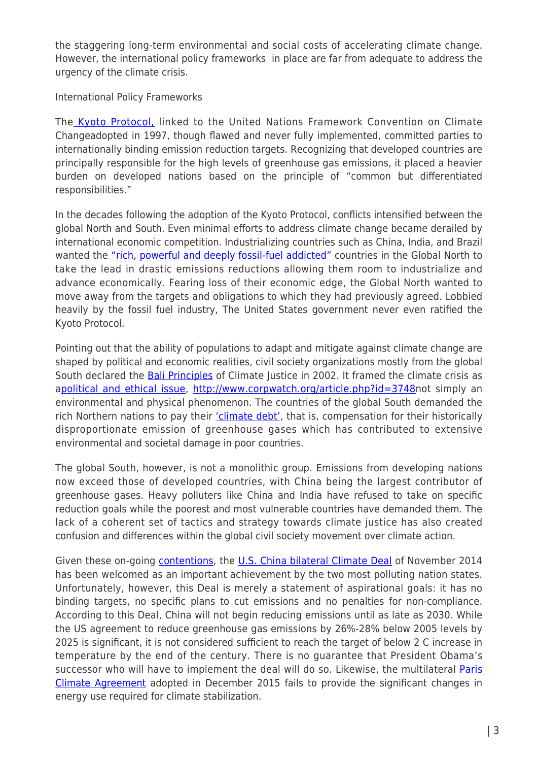the staggering long-term environmental and social costs of accelerating climate change. However, the international policy frameworks in place are far from adequate to address the urgency of the climate crisis.

## International Policy Frameworks

The Kyoto Protocol, linked to the United Nations Framework Convention on Climate Changeadopted in 1997, though flawed and never fully implemented, committed parties to internationally binding emission reduction targets. Recognizing that developed countries are principally responsible for the high levels of greenhouse gas emissions, it placed a heavier burden on developed nations based on the principle of "common but differentiated responsibilities."

In the decades following the adoption of the Kyoto Protocol, conflicts intensified between the global North and South. Even minimal efforts to address climate change became derailed by international economic competition. Industrializing countries such as China, India, and Brazil wanted the "rich, powerful and deeply fossil-fuel addicted" countries in the Global North to take the lead in drastic emissions reductions allowing them room to industrialize and advance economically. Fearing loss of their economic edge, the Global North wanted to move away from the targets and obligations to which they had previously agreed. Lobbied heavily by the fossil fuel industry, The United States government never even ratified the Kyoto Protocol.

Pointing out that the ability of populations to adapt and mitigate against climate change are shaped by political and economic realities, civil society organizations mostly from the global South declared the Bali Principles of Climate Justice in 2002. It framed the climate crisis as apolitical and ethical issue, http://www.corpwatch.org/article.php?id=3748not simply an environmental and physical phenomenon. The countries of the global South demanded the rich Northern nations to pay their 'climate debt', that is, compensation for their historically disproportionate emission of greenhouse gases which has contributed to extensive environmental and societal damage in poor countries.

The global South, however, is not a monolithic group. Emissions from developing nations now exceed those of developed countries, with China being the largest contributor of greenhouse gases. Heavy polluters like China and India have refused to take on specific reduction goals while the poorest and most vulnerable countries have demanded them. The lack of a coherent set of tactics and strategy towards climate justice has also created confusion and differences within the global civil society movement over climate action.

Given these on-going contentions, the U.S. China bilateral Climate Deal of November 2014 has been welcomed as an important achievement by the two most polluting nation states. Unfortunately, however, this Deal is merely a statement of aspirational goals: it has no binding targets, no specific plans to cut emissions and no penalties for non-compliance. According to this Deal, China will not begin reducing emissions until as late as 2030. While the US agreement to reduce greenhouse gas emissions by 26%-28% below 2005 levels by 2025 is significant, it is not considered sufficient to reach the target of below 2 C increase in temperature by the end of the century. There is no guarantee that President Obama's successor who will have to implement the deal will do so. Likewise, the multilateral Paris Climate Agreement adopted in December 2015 fails to provide the significant changes in energy use required for climate stabilization.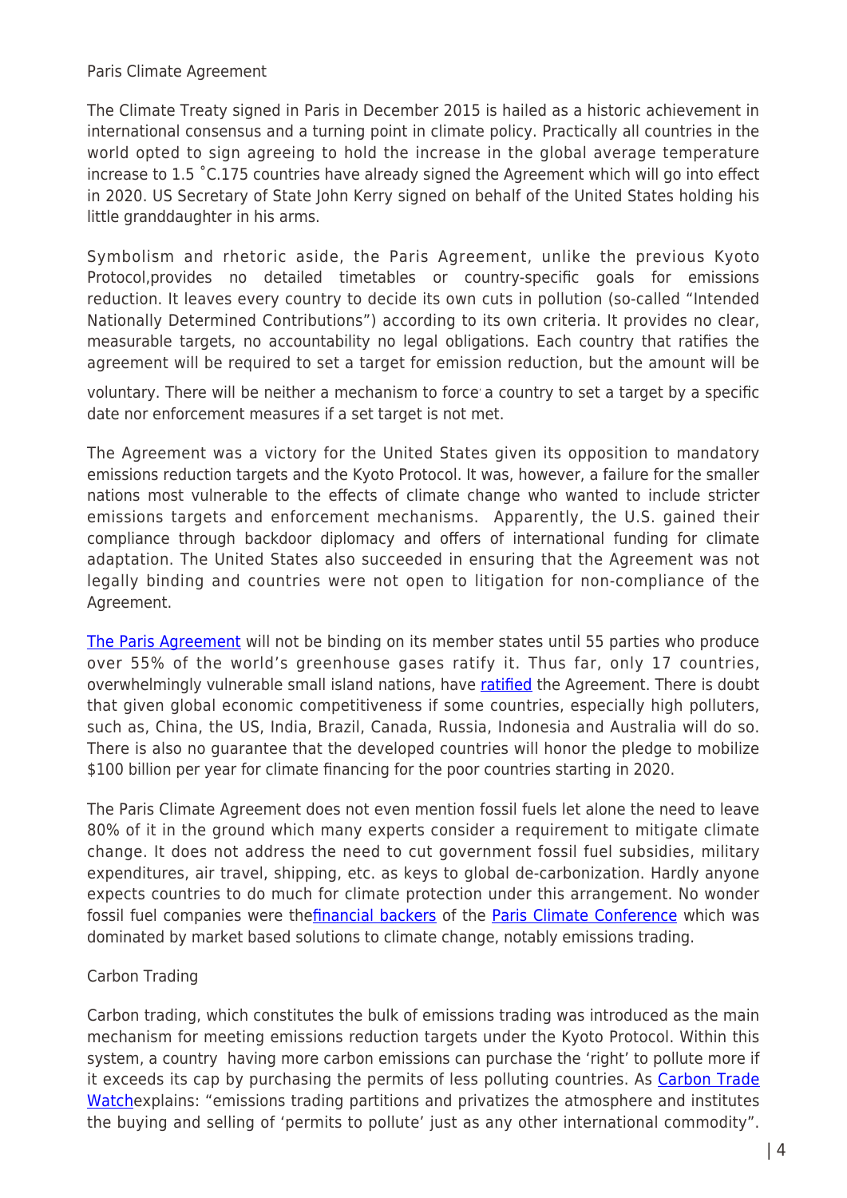Paris Climate Agreement

The Climate Treaty signed in Paris in December 2015 is hailed as a historic achievement in international consensus and a turning point in climate policy. Practically all countries in the world opted to sign agreeing to hold the increase in the global average temperature increase to 1.5 ˚C.175 countries have already signed the Agreement which will go into effect in 2020. US Secretary of State John Kerry signed on behalf of the United States holding his little granddaughter in his arms.

Symbolism and rhetoric aside, the Paris Agreement, unlike the previous Kyoto Protocol,provides no detailed timetables or country-specific goals for emissions reduction. It leaves every country to decide its own cuts in pollution (so-called "Intended Nationally Determined Contributions") according to its own criteria. It provides no clear, measurable targets, no accountability no legal obligations. Each country that ratifies the agreement will be required to set a target for emission reduction, but the amount will be voluntary. There will be neither a mechanism to force a country to set a target by a specific date nor enforcement measures if a set target is not met.

The Agreement was a victory for the United States given its opposition to mandatory emissions reduction targets and the Kyoto Protocol. It was, however, a failure for the smaller nations most vulnerable to the effects of climate change who wanted to include stricter emissions targets and enforcement mechanisms. Apparently, the U.S. gained their compliance through backdoor diplomacy and offers of international funding for climate adaptation. The United States also succeeded in ensuring that the Agreement was not legally binding and countries were not open to litigation for non-compliance of the Agreement.

The Paris Agreement will not be binding on its member states until 55 parties who produce over 55% of the world's greenhouse gases ratify it. Thus far, only 17 countries, overwhelmingly vulnerable small island nations, have ratified the Agreement. There is doubt that given global economic competitiveness if some countries, especially high polluters, such as, China, the US, India, Brazil, Canada, Russia, Indonesia and Australia will do so. There is also no guarantee that the developed countries will honor the pledge to mobilize $100 billion per year for climate financing for the poor countries starting in 2020.

The Paris Climate Agreement does not even mention fossil fuels let alone the need to leave 80% of it in the ground which many experts consider a requirement to mitigate climate change. It does not address the need to cut government fossil fuel subsidies, military expenditures, air travel, shipping, etc. as keys to global de-carbonization. Hardly anyone expects countries to do much for climate protection under this arrangement. No wonder fossil fuel companies were thefinancial backers of the Paris Climate Conference which was dominated by market based solutions to climate change, notably emissions trading.

Carbon Trading

Carbon trading, which constitutes the bulk of emissions trading was introduced as the main mechanism for meeting emissions reduction targets under the Kyoto Protocol. Within this system, a country having more carbon emissions can purchase the 'right' to pollute more if it exceeds its cap by purchasing the permits of less polluting countries. As Carbon Trade Watchexplains: "emissions trading partitions and privatizes the atmosphere and institutes the buying and selling of 'permits to pollute' just as any other international commodity".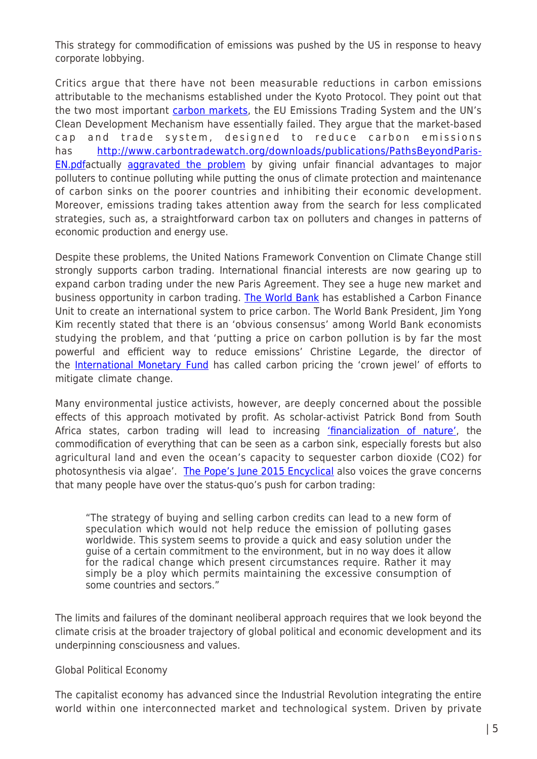This strategy for commodification of emissions was pushed by the US in response to heavy corporate lobbying.

Critics argue that there have not been measurable reductions in carbon emissions attributable to the mechanisms established under the Kyoto Protocol. They point out that the two most important carbon markets, the EU Emissions Trading System and the UN's Clean Development Mechanism have essentially failed. They argue that the market-based cap and trade system, designed to reduce carbon emissions has http://www.carbontradewatch.org/downloads/publications/PathsBeyondParis-EN.pdfactually aggravated the problem by giving unfair financial advantages to major polluters to continue polluting while putting the onus of climate protection and maintenance of carbon sinks on the poorer countries and inhibiting their economic development. Moreover, emissions trading takes attention away from the search for less complicated strategies, such as, a straightforward carbon tax on polluters and changes in patterns of economic production and energy use.

Despite these problems, the United Nations Framework Convention on Climate Change still strongly supports carbon trading. International financial interests are now gearing up to expand carbon trading under the new Paris Agreement. They see a huge new market and business opportunity in carbon trading. The World Bank has established a Carbon Finance Unit to create an international system to price carbon. The World Bank President, Jim Yong Kim recently stated that there is an 'obvious consensus' among World Bank economists studying the problem, and that 'putting a price on carbon pollution is by far the most powerful and efficient way to reduce emissions' Christine Legarde, the director of the International Monetary Fund has called carbon pricing the 'crown jewel' of efforts to mitigate climate change.

Many environmental justice activists, however, are deeply concerned about the possible effects of this approach motivated by profit. As scholar-activist Patrick Bond from South Africa states, carbon trading will lead to increasing 'financialization of nature', the commodification of everything that can be seen as a carbon sink, especially forests but also agricultural land and even the ocean's capacity to sequester carbon dioxide (CO2) for photosynthesis via algae'. The Pope's June 2015 Encyclical also voices the grave concerns that many people have over the status-quo's push for carbon trading:

> "The strategy of buying and selling carbon credits can lead to a new form of speculation which would not help reduce the emission of polluting gases worldwide. This system seems to provide a quick and easy solution under the guise of a certain commitment to the environment, but in no way does it allow for the radical change which present circumstances require. Rather it may simply be a ploy which permits maintaining the excessive consumption of some countries and sectors."

The limits and failures of the dominant neoliberal approach requires that we look beyond the climate crisis at the broader trajectory of global political and economic development and its underpinning consciousness and values.

## Global Political Economy

The capitalist economy has advanced since the Industrial Revolution integrating the entire world within one interconnected market and technological system. Driven by private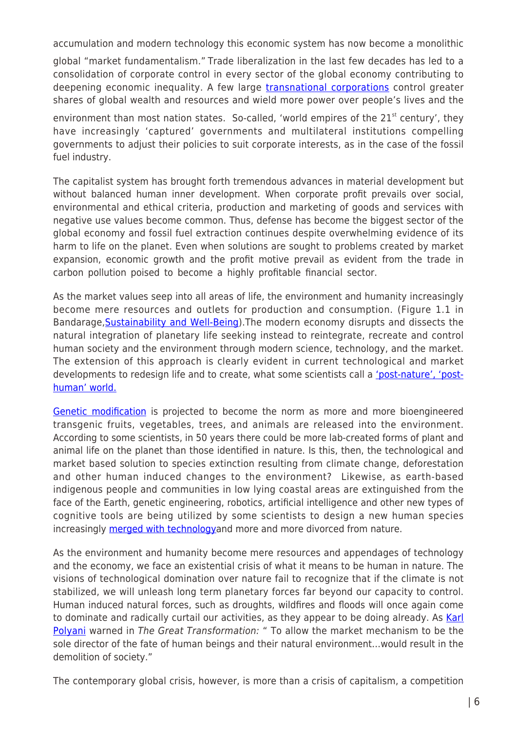accumulation and modern technology this economic system has now become a monolithic global "market fundamentalism." Trade liberalization in the last few decades has led to a consolidation of corporate control in every sector of the global economy contributing to deepening economic inequality. A few large transnational corporations control greater shares of global wealth and resources and wield more power over people's lives and the environment than most nation states. So-called, 'world empires of the 21st century', they have increasingly 'captured' governments and multilateral institutions compelling governments to adjust their policies to suit corporate interests, as in the case of the fossil fuel industry.

The capitalist system has brought forth tremendous advances in material development but without balanced human inner development. When corporate profit prevails over social, environmental and ethical criteria, production and marketing of goods and services with negative use values become common. Thus, defense has become the biggest sector of the global economy and fossil fuel extraction continues despite overwhelming evidence of its harm to life on the planet. Even when solutions are sought to problems created by market expansion, economic growth and the profit motive prevail as evident from the trade in carbon pollution poised to become a highly profitable financial sector.

As the market values seep into all areas of life, the environment and humanity increasingly become mere resources and outlets for production and consumption. (Figure 1.1 in Bandarage, Sustainability and Well-Being).The modern economy disrupts and dissects the natural integration of planetary life seeking instead to reintegrate, recreate and control human society and the environment through modern science, technology, and the market. The extension of this approach is clearly evident in current technological and market developments to redesign life and to create, what some scientists call a 'post-nature', 'post-human' world.

Genetic modification is projected to become the norm as more and more bioengineered transgenic fruits, vegetables, trees, and animals are released into the environment. According to some scientists, in 50 years there could be more lab-created forms of plant and animal life on the planet than those identified in nature. Is this, then, the technological and market based solution to species extinction resulting from climate change, deforestation and other human induced changes to the environment? Likewise, as earth-based indigenous people and communities in low lying coastal areas are extinguished from the face of the Earth, genetic engineering, robotics, artificial intelligence and other new types of cognitive tools are being utilized by some scientists to design a new human species increasingly merged with technologyand more and more divorced from nature.

As the environment and humanity become mere resources and appendages of technology and the economy, we face an existential crisis of what it means to be human in nature. The visions of technological domination over nature fail to recognize that if the climate is not stabilized, we will unleash long term planetary forces far beyond our capacity to control. Human induced natural forces, such as droughts, wildfires and floods will once again come to dominate and radically curtail our activities, as they appear to be doing already. As Karl Polyani warned in *The Great Transformation:* " To allow the market mechanism to be the sole director of the fate of human beings and their natural environment…would result in the demolition of society."

The contemporary global crisis, however, is more than a crisis of capitalism, a competition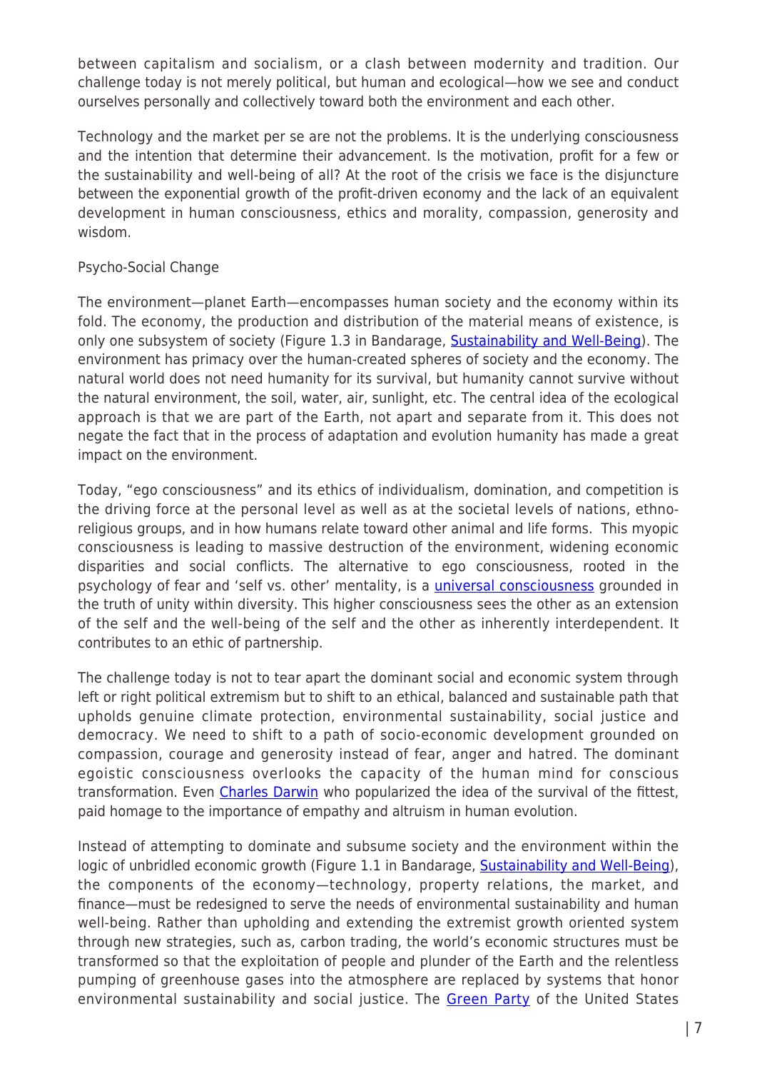between capitalism and socialism, or a clash between modernity and tradition. Our challenge today is not merely political, but human and ecological—how we see and conduct ourselves personally and collectively toward both the environment and each other.

Technology and the market per se are not the problems. It is the underlying consciousness and the intention that determine their advancement. Is the motivation, profit for a few or the sustainability and well-being of all? At the root of the crisis we face is the disjuncture between the exponential growth of the profit-driven economy and the lack of an equivalent development in human consciousness, ethics and morality, compassion, generosity and wisdom.

## Psycho-Social Change

The environment—planet Earth—encompasses human society and the economy within its fold. The economy, the production and distribution of the material means of existence, is only one subsystem of society (Figure 1.3 in Bandarage, [Sustainability and Well-Being]). The environment has primacy over the human-created spheres of society and the economy. The natural world does not need humanity for its survival, but humanity cannot survive without the natural environment, the soil, water, air, sunlight, etc. The central idea of the ecological approach is that we are part of the Earth, not apart and separate from it. This does not negate the fact that in the process of adaptation and evolution humanity has made a great impact on the environment.

Today, "ego consciousness" and its ethics of individualism, domination, and competition is the driving force at the personal level as well as at the societal levels of nations, ethno-religious groups, and in how humans relate toward other animal and life forms. This myopic consciousness is leading to massive destruction of the environment, widening economic disparities and social conflicts. The alternative to ego consciousness, rooted in the psychology of fear and 'self vs. other' mentality, is a [universal consciousness] grounded in the truth of unity within diversity. This higher consciousness sees the other as an extension of the self and the well-being of the self and the other as inherently interdependent. It contributes to an ethic of partnership.

The challenge today is not to tear apart the dominant social and economic system through left or right political extremism but to shift to an ethical, balanced and sustainable path that upholds genuine climate protection, environmental sustainability, social justice and democracy. We need to shift to a path of socio-economic development grounded on compassion, courage and generosity instead of fear, anger and hatred. The dominant egoistic consciousness overlooks the capacity of the human mind for conscious transformation. Even [Charles Darwin] who popularized the idea of the survival of the fittest, paid homage to the importance of empathy and altruism in human evolution.

Instead of attempting to dominate and subsume society and the environment within the logic of unbridled economic growth (Figure 1.1 in Bandarage, [Sustainability and Well-Being]), the components of the economy—technology, property relations, the market, and finance—must be redesigned to serve the needs of environmental sustainability and human well-being. Rather than upholding and extending the extremist growth oriented system through new strategies, such as, carbon trading, the world's economic structures must be transformed so that the exploitation of people and plunder of the Earth and the relentless pumping of greenhouse gases into the atmosphere are replaced by systems that honor environmental sustainability and social justice. The [Green Party] of the United States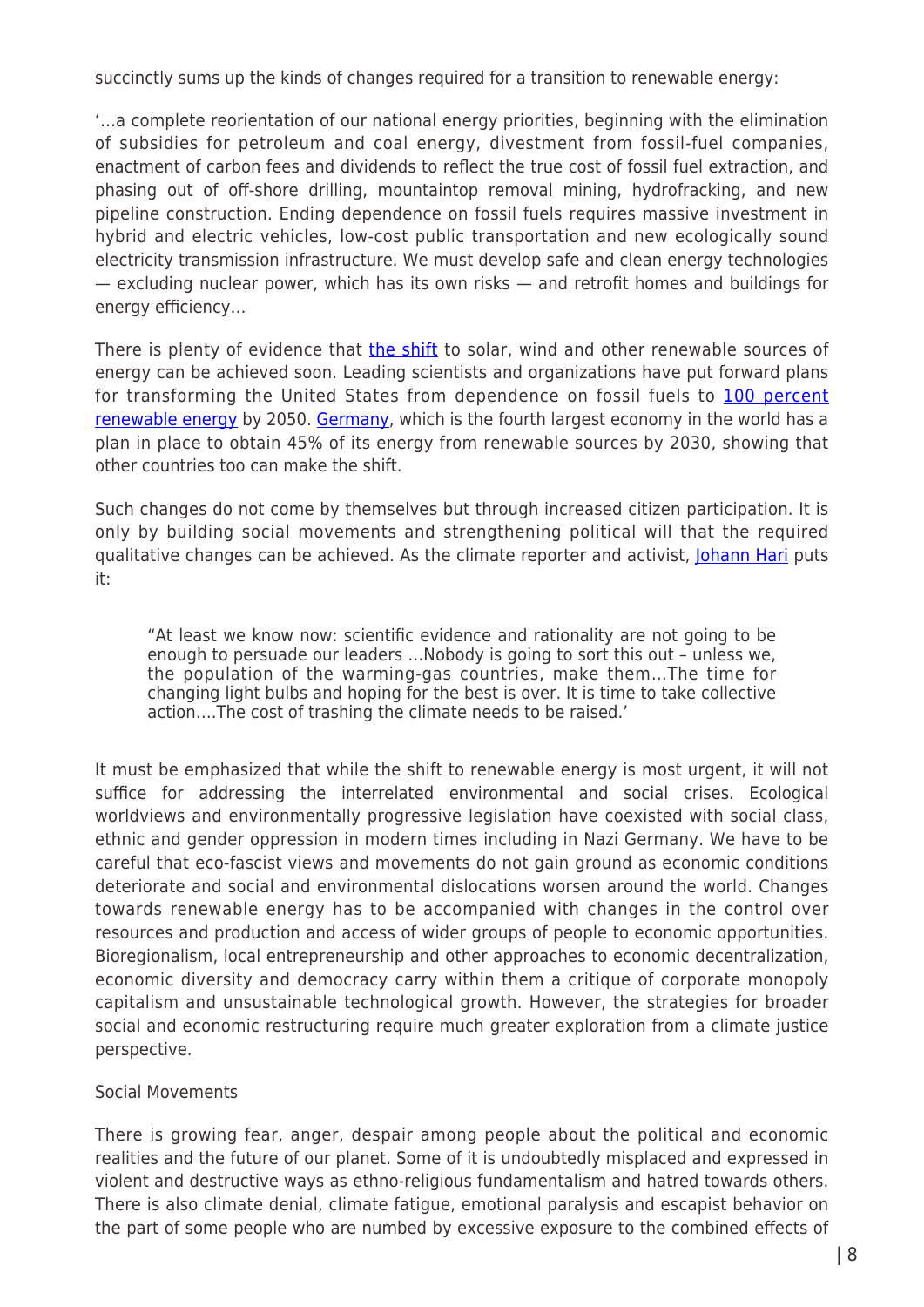succinctly sums up the kinds of changes required for a transition to renewable energy:

'…a complete reorientation of our national energy priorities, beginning with the elimination of subsidies for petroleum and coal energy, divestment from fossil-fuel companies, enactment of carbon fees and dividends to reflect the true cost of fossil fuel extraction, and phasing out of off-shore drilling, mountaintop removal mining, hydrofracking, and new pipeline construction. Ending dependence on fossil fuels requires massive investment in hybrid and electric vehicles, low-cost public transportation and new ecologically sound electricity transmission infrastructure. We must develop safe and clean energy technologies — excluding nuclear power, which has its own risks — and retrofit homes and buildings for energy efficiency…

There is plenty of evidence that the shift to solar, wind and other renewable sources of energy can be achieved soon. Leading scientists and organizations have put forward plans for transforming the United States from dependence on fossil fuels to 100 percent renewable energy by 2050. Germany, which is the fourth largest economy in the world has a plan in place to obtain 45% of its energy from renewable sources by 2030, showing that other countries too can make the shift.

Such changes do not come by themselves but through increased citizen participation. It is only by building social movements and strengthening political will that the required qualitative changes can be achieved. As the climate reporter and activist, Johann Hari puts it:

> "At least we know now: scientific evidence and rationality are not going to be enough to persuade our leaders …Nobody is going to sort this out – unless we, the population of the warming-gas countries, make them…The time for changing light bulbs and hoping for the best is over. It is time to take collective action….The cost of trashing the climate needs to be raised.'

It must be emphasized that while the shift to renewable energy is most urgent, it will not suffice for addressing the interrelated environmental and social crises. Ecological worldviews and environmentally progressive legislation have coexisted with social class, ethnic and gender oppression in modern times including in Nazi Germany. We have to be careful that eco-fascist views and movements do not gain ground as economic conditions deteriorate and social and environmental dislocations worsen around the world. Changes towards renewable energy has to be accompanied with changes in the control over resources and production and access of wider groups of people to economic opportunities. Bioregionalism, local entrepreneurship and other approaches to economic decentralization, economic diversity and democracy carry within them a critique of corporate monopoly capitalism and unsustainable technological growth. However, the strategies for broader social and economic restructuring require much greater exploration from a climate justice perspective.

Social Movements

There is growing fear, anger, despair among people about the political and economic realities and the future of our planet. Some of it is undoubtedly misplaced and expressed in violent and destructive ways as ethno-religious fundamentalism and hatred towards others. There is also climate denial, climate fatigue, emotional paralysis and escapist behavior on the part of some people who are numbed by excessive exposure to the combined effects of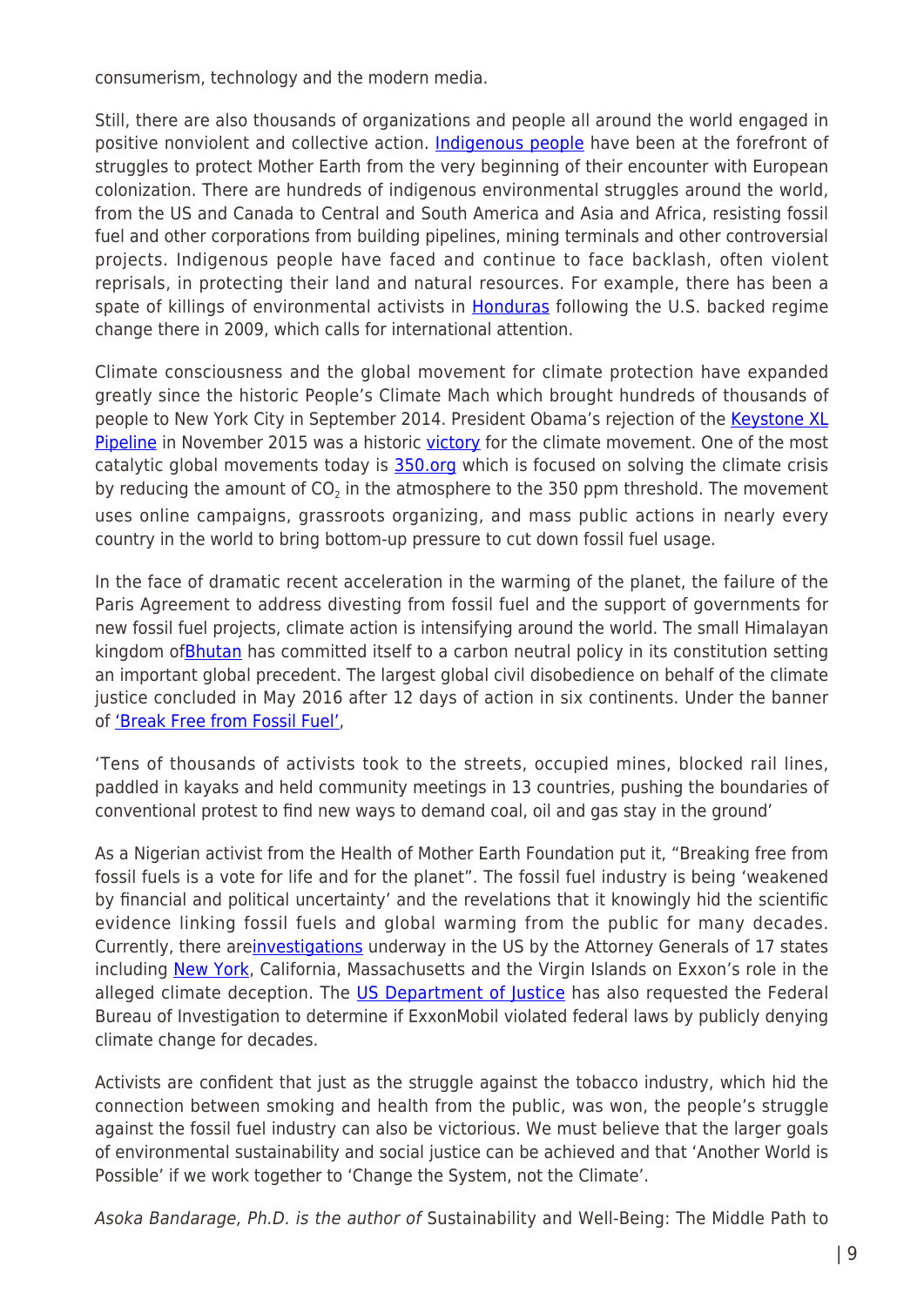consumerism, technology and the modern media.

Still, there are also thousands of organizations and people all around the world engaged in positive nonviolent and collective action. Indigenous people have been at the forefront of struggles to protect Mother Earth from the very beginning of their encounter with European colonization. There are hundreds of indigenous environmental struggles around the world, from the US and Canada to Central and South America and Asia and Africa, resisting fossil fuel and other corporations from building pipelines, mining terminals and other controversial projects. Indigenous people have faced and continue to face backlash, often violent reprisals, in protecting their land and natural resources. For example, there has been a spate of killings of environmental activists in Honduras following the U.S. backed regime change there in 2009, which calls for international attention.

Climate consciousness and the global movement for climate protection have expanded greatly since the historic People's Climate Mach which brought hundreds of thousands of people to New York City in September 2014. President Obama's rejection of the Keystone XL Pipeline in November 2015 was a historic victory for the climate movement. One of the most catalytic global movements today is 350.org which is focused on solving the climate crisis by reducing the amount of $CO_2$ in the atmosphere to the 350 ppm threshold. The movement uses online campaigns, grassroots organizing, and mass public actions in nearly every country in the world to bring bottom-up pressure to cut down fossil fuel usage.

In the face of dramatic recent acceleration in the warming of the planet, the failure of the Paris Agreement to address divesting from fossil fuel and the support of governments for new fossil fuel projects, climate action is intensifying around the world. The small Himalayan kingdom ofBhutan has committed itself to a carbon neutral policy in its constitution setting an important global precedent. The largest global civil disobedience on behalf of the climate justice concluded in May 2016 after 12 days of action in six continents. Under the banner of 'Break Free from Fossil Fuel',

'Tens of thousands of activists took to the streets, occupied mines, blocked rail lines, paddled in kayaks and held community meetings in 13 countries, pushing the boundaries of conventional protest to find new ways to demand coal, oil and gas stay in the ground'

As a Nigerian activist from the Health of Mother Earth Foundation put it, "Breaking free from fossil fuels is a vote for life and for the planet". The fossil fuel industry is being 'weakened by financial and political uncertainty' and the revelations that it knowingly hid the scientific evidence linking fossil fuels and global warming from the public for many decades. Currently, there areinvestigations underway in the US by the Attorney Generals of 17 states including New York, California, Massachusetts and the Virgin Islands on Exxon's role in the alleged climate deception. The US Department of Justice has also requested the Federal Bureau of Investigation to determine if ExxonMobil violated federal laws by publicly denying climate change for decades.

Activists are confident that just as the struggle against the tobacco industry, which hid the connection between smoking and health from the public, was won, the people's struggle against the fossil fuel industry can also be victorious. We must believe that the larger goals of environmental sustainability and social justice can be achieved and that 'Another World is Possible' if we work together to 'Change the System, not the Climate'.

*Asoka Bandarage, Ph.D. is the author of* Sustainability and Well-Being: The Middle Path to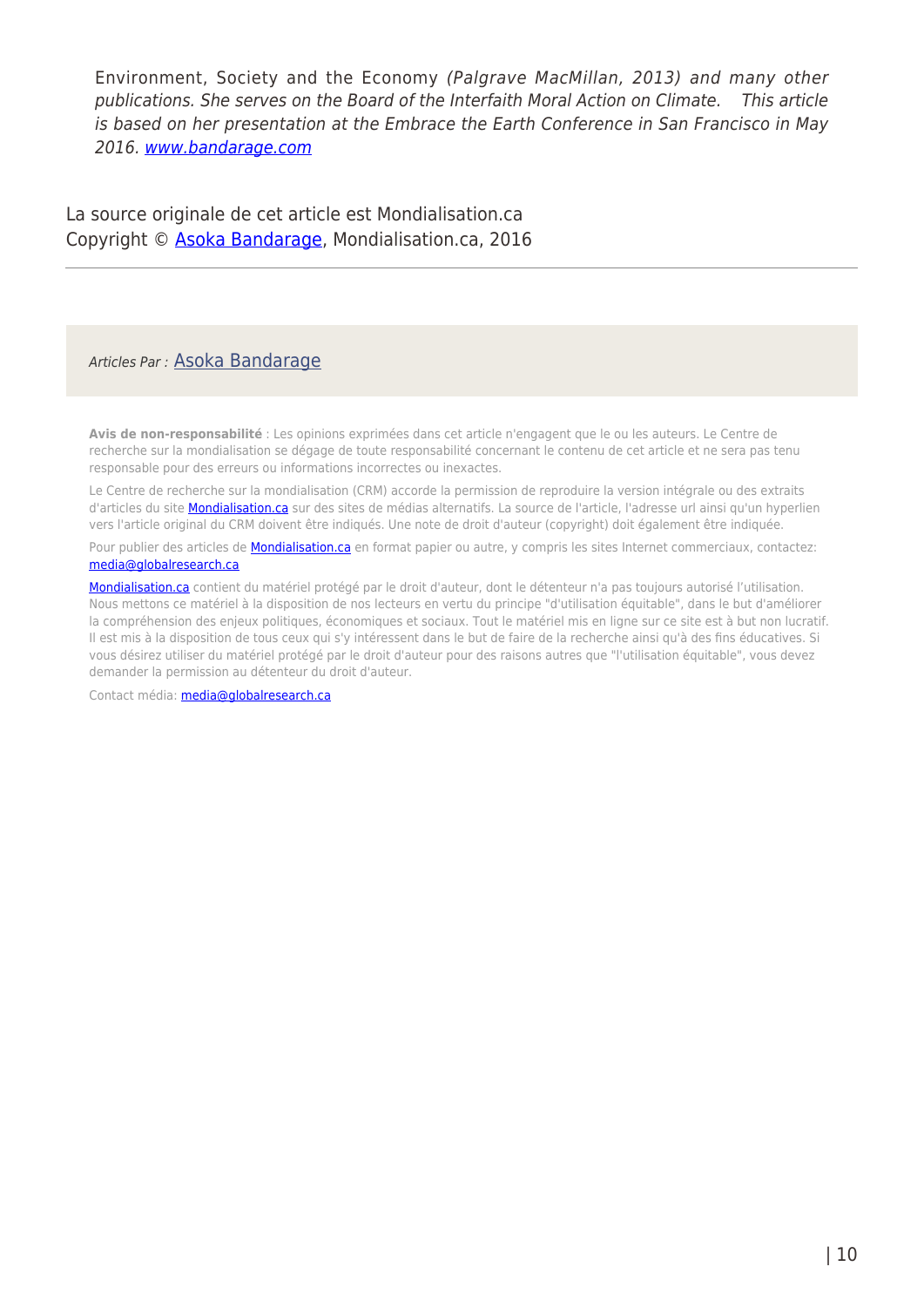Environment, Society and the Economy *(Palgrave MacMillan, 2013) and many other publications. She serves on the Board of the Interfaith Moral Action on Climate. This article is based on her presentation at the Embrace the Earth Conference in San Francisco in May 2016. [www.bandarage.com](http://www.bandarage.com)*

La source originale de cet article est Mondialisation.ca
Copyright © [Asoka Bandarage](), Mondialisation.ca, 2016

---

*Articles Par :* [Asoka Bandarage]()

**Avis de non-responsabilité** : Les opinions exprimées dans cet article n'engagent que le ou les auteurs. Le Centre de recherche sur la mondialisation se dégage de toute responsabilité concernant le contenu de cet article et ne sera pas tenu responsable pour des erreurs ou informations incorrectes ou inexactes.

Le Centre de recherche sur la mondialisation (CRM) accorde la permission de reproduire la version intégrale ou des extraits d'articles du site [Mondialisation.ca]() sur des sites de médias alternatifs. La source de l'article, l'adresse url ainsi qu'un hyperlien vers l'article original du CRM doivent être indiqués. Une note de droit d'auteur (copyright) doit également être indiquée.

Pour publier des articles de [Mondialisation.ca]() en format papier ou autre, y compris les sites Internet commerciaux, contactez: [media@globalresearch.ca](mailto:media@globalresearch.ca)

[Mondialisation.ca]() contient du matériel protégé par le droit d'auteur, dont le détenteur n'a pas toujours autorisé l'utilisation. Nous mettons ce matériel à la disposition de nos lecteurs en vertu du principe "d'utilisation équitable", dans le but d'améliorer la compréhension des enjeux politiques, économiques et sociaux. Tout le matériel mis en ligne sur ce site est à but non lucratif. Il est mis à la disposition de tous ceux qui s'y intéressent dans le but de faire de la recherche ainsi qu'à des fins éducatives. Si vous désirez utiliser du matériel protégé par le droit d'auteur pour des raisons autres que "l'utilisation équitable", vous devez demander la permission au détenteur du droit d'auteur.

Contact média: [media@globalresearch.ca](mailto:media@globalresearch.ca)